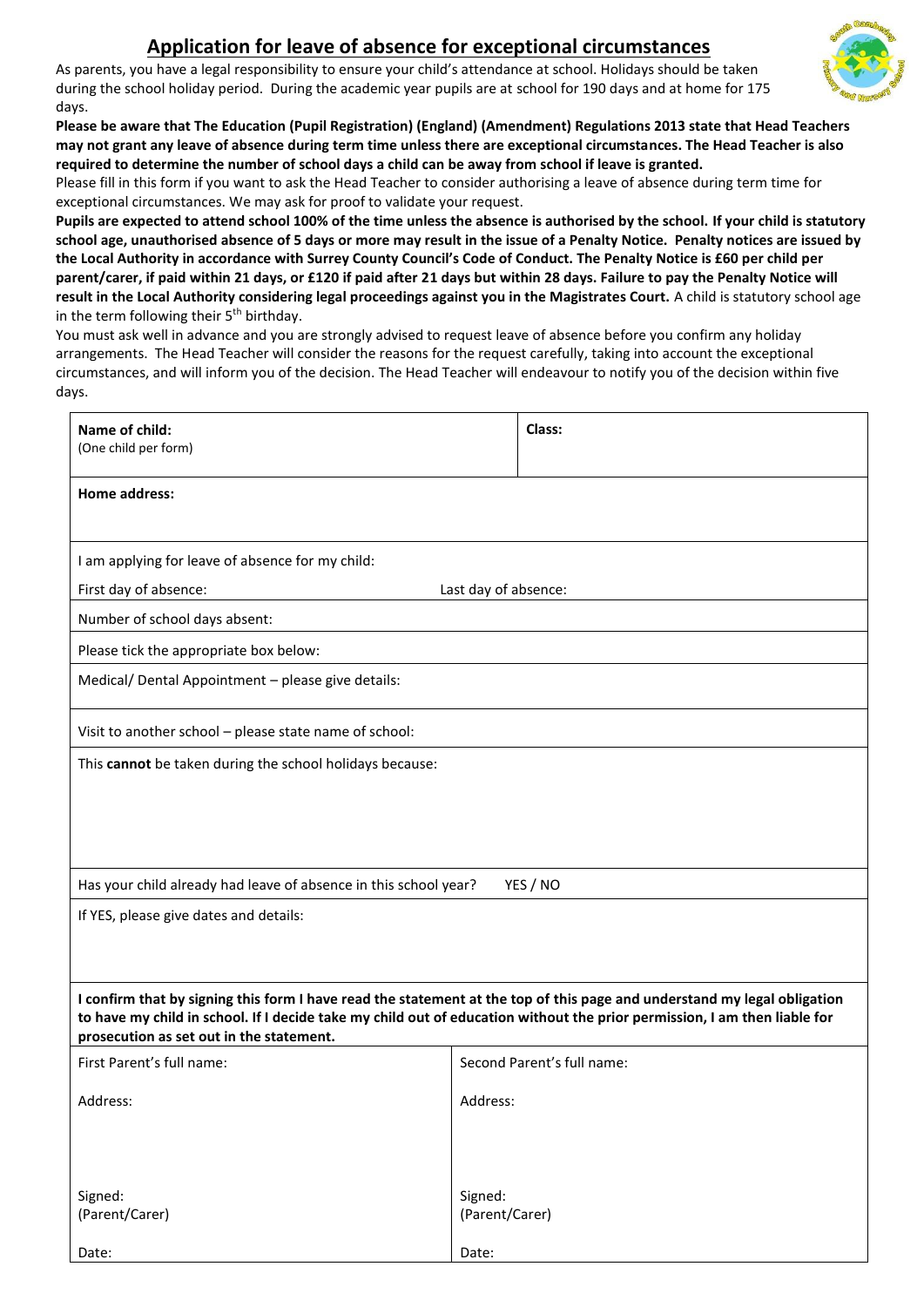# Application for leave of absence for exceptional circumstances

As parents, you have a legal responsibility to ensure your child's attendance at school. Holidays should be taken during the school holiday period. During the academic year pupils are at school for 190 days and at home for 175 days.

**Please be aware that The Education (Pupil Registration) (England) (Amendment) Regulations 2013 state that Head Teachers may not grant any leave of absence during term time unless there are exceptional circumstances. The Head Teacher is also required to determine the number of school days a child can be away from school if leave is granted.**

Please fill in this form if you want to ask the Head Teacher to consider authorising a leave of absence during term time for exceptional circumstances. We may ask for proof to validate your request.

**Pupils are expected to attend school 100% of the time unless the absence is authorised by the school. If your child is statutory school age, unauthorised absence of 5 days or more may result in the issue of a Penalty Notice. Penalty notices are issued by the Local Authority in accordance with Surrey County Council's Code of Conduct. The Penalty Notice is £60 per child per parent/carer, if paid within 21 days, or £120 if paid after 21 days but within 28 days. Failure to pay the Penalty Notice will result in the Local Authority considering legal proceedings against you in the Magistrates Court.** A child is statutory school age in the term following their 5th birthday.

You must ask well in advance and you are strongly advised to request leave of absence before you confirm any holiday arrangements. The Head Teacher will consider the reasons for the request carefully, taking into account the exceptional circumstances, and will inform you of the decision. The Head Teacher will endeavour to notify you of the decision within five days.

| | |
|---|---|
| **Name of child:** (One child per form) | **Class:** |
| **Home address:** | |
| I am applying for leave of absence for my child: | |
| First day of absence: | Last day of absence: |
| Number of school days absent: | |
| Please tick the appropriate box below: | |
| Medical/ Dental Appointment – please give details: | |
| Visit to another school – please state name of school: | |
| This **cannot** be taken during the school holidays because: | |
| Has your child already had leave of absence in this school year? YES / NO | |
| If YES, please give dates and details: | |

**I confirm that by signing this form I have read the statement at the top of this page and understand my legal obligation to have my child in school. If I decide take my child out of education without the prior permission, I am then liable for prosecution as set out in the statement.**

| First Parent | Second Parent |
|---|---|
| First Parent's full name: | Second Parent's full name: |
| Address: | Address: |
| Signed: (Parent/Carer) | Signed: (Parent/Carer) |
| Date: | Date: |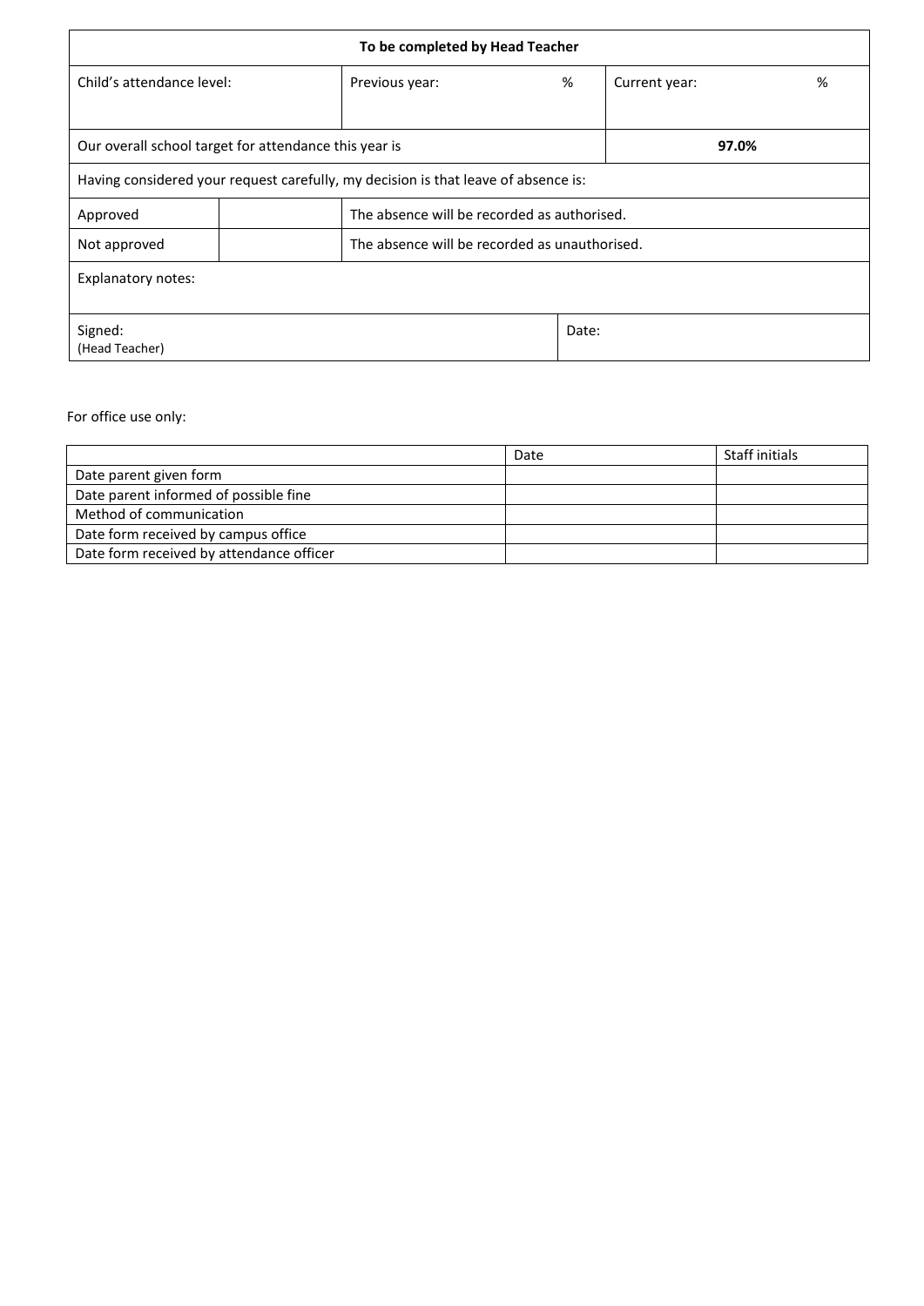| To be completed by Head Teacher | | | |
|---|---|---|---|
| Child's attendance level: | | Previous year: % | Current year: % |
| Our overall school target for attendance this year is | | | **97.0%** |
| Having considered your request carefully, my decision is that leave of absence is: | | | |
| Approved | | The absence will be recorded as authorised. | |
| Not approved | | The absence will be recorded as unauthorised. | |
| Explanatory notes: | | | |
| Signed: (Head Teacher) | | | Date: |

For office use only:

| | Date | Staff initials |
|---|---|---|
| Date parent given form | | |
| Date parent informed of possible fine | | |
| Method of communication | | |
| Date form received by campus office | | |
| Date form received by attendance officer | | |